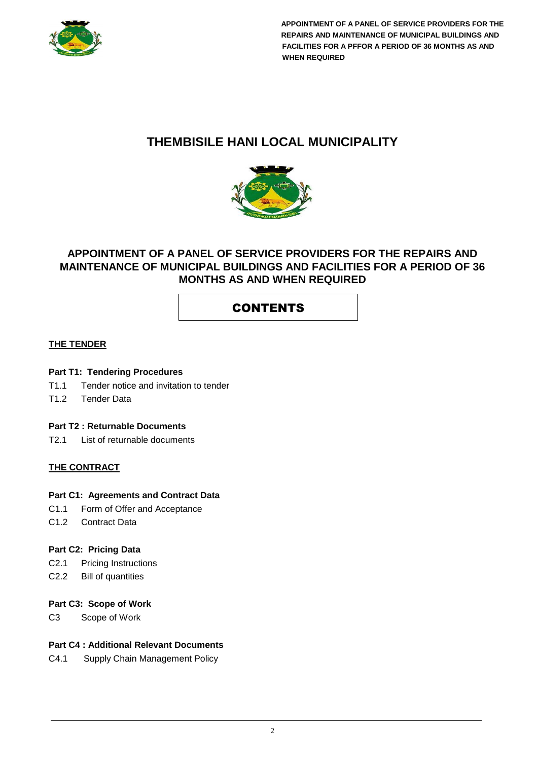# THEMBISILE HANI LOCAL MUNICIPALITY

## APPOINTMENT OF A PANEL OF SERVICE PROVIDERS FOR THE REPAIRS AND MAINTENANCE OF MUNICIPAL BUILDINGS AND FACILITIES FOR A PERIOD OF 36 MONTHS AS AND WHEN REQUIRED

## CONTENTS

**THE TENDER**

**Part T1: Tendering Procedures**

T1.1 Tender notice and invitation to tender

T1.2 Tender Data

**Part T2 : Returnable Documents**

T2.1 List of returnable documents

**THE CONTRACT**

**Part C1: Agreements and Contract Data**

C1.1 Form of Offer and Acceptance

C1.2 Contract Data

**Part C2: Pricing Data**

C2.1 Pricing Instructions

C2.2 Bill of quantities

**Part C3: Scope of Work**

C3 Scope of Work

**Part C4 : Additional Relevant Documents**

C4.1 Supply Chain Management Policy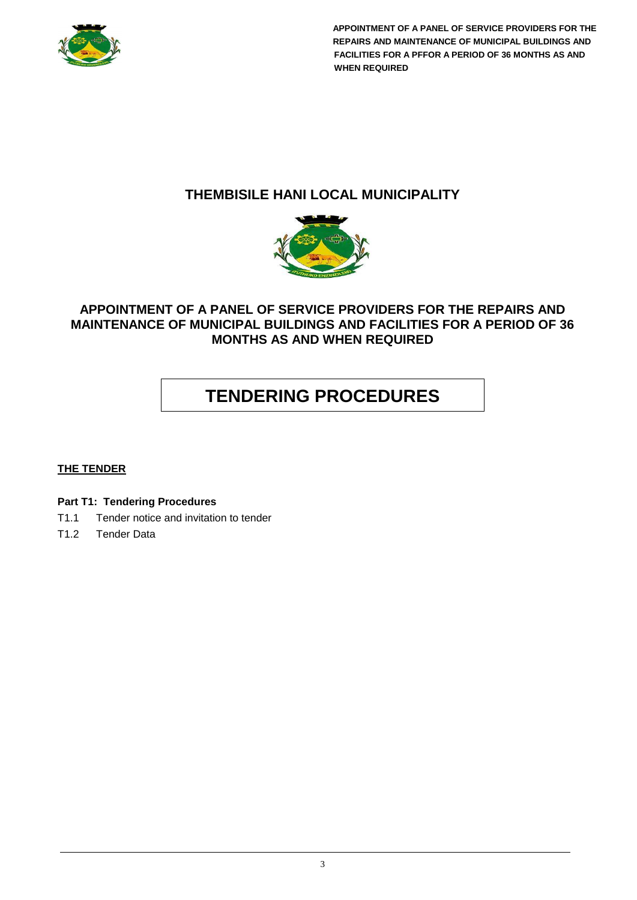## THEMBISILE HANI LOCAL MUNICIPALITY

## APPOINTMENT OF A PANEL OF SERVICE PROVIDERS FOR THE REPAIRS AND MAINTENANCE OF MUNICIPAL BUILDINGS AND FACILITIES FOR A PERIOD OF 36 MONTHS AS AND WHEN REQUIRED

# TENDERING PROCEDURES

**THE TENDER**

**Part T1: Tendering Procedures**

T1.1 Tender notice and invitation to tender

T1.2 Tender Data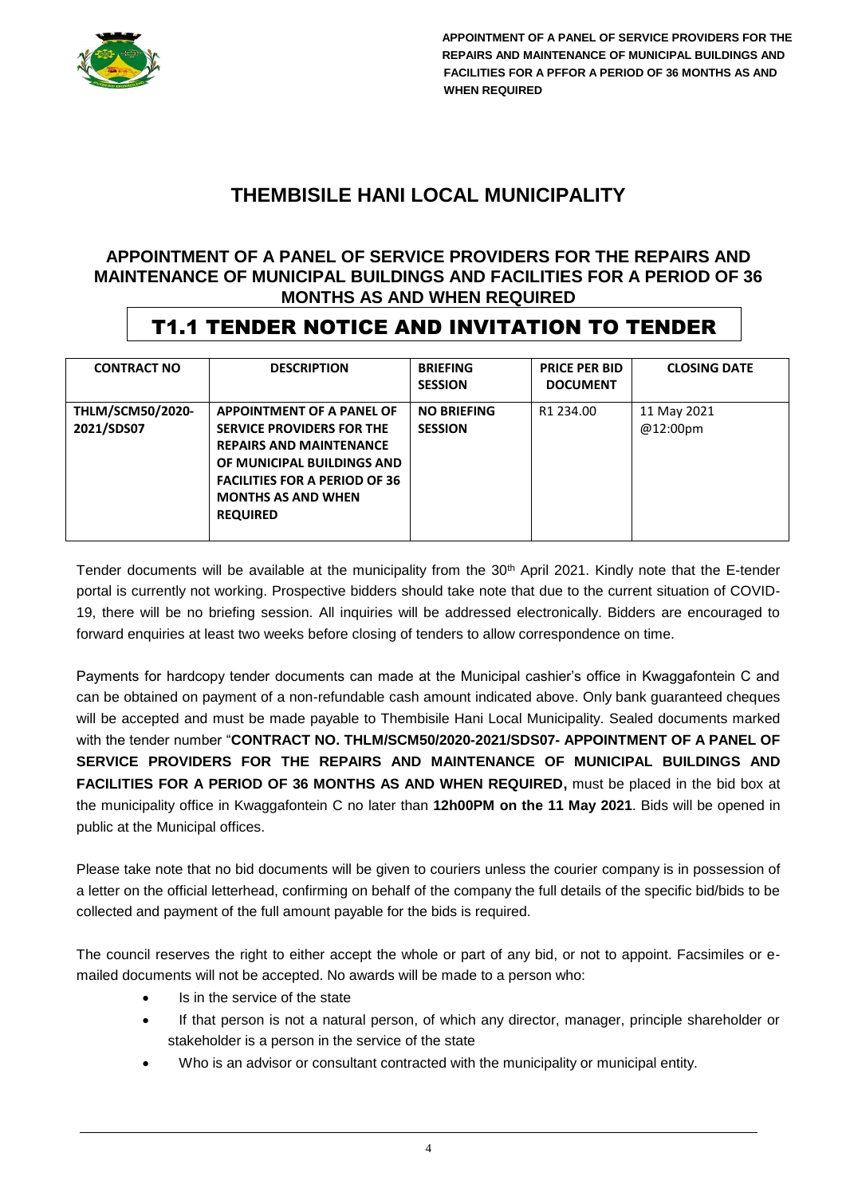# THEMBISILE HANI LOCAL MUNICIPALITY

## APPOINTMENT OF A PANEL OF SERVICE PROVIDERS FOR THE REPAIRS AND MAINTENANCE OF MUNICIPAL BUILDINGS AND FACILITIES FOR A PERIOD OF 36 MONTHS AS AND WHEN REQUIRED

## T1.1 TENDER NOTICE AND INVITATION TO TENDER

| CONTRACT NO | DESCRIPTION | BRIEFING SESSION | PRICE PER BID DOCUMENT | CLOSING DATE |
|---|---|---|---|---|
| **THLM/SCM50/2020-2021/SDS07** | **APPOINTMENT OF A PANEL OF SERVICE PROVIDERS FOR THE REPAIRS AND MAINTENANCE OF MUNICIPAL BUILDINGS AND FACILITIES FOR A PERIOD OF 36 MONTHS AS AND WHEN REQUIRED** | **NO BRIEFING SESSION** | R1 234.00 | 11 May 2021 @12:00pm |

Tender documents will be available at the municipality from the 30th April 2021. Kindly note that the E-tender portal is currently not working. Prospective bidders should take note that due to the current situation of COVID-19, there will be no briefing session. All inquiries will be addressed electronically. Bidders are encouraged to forward enquiries at least two weeks before closing of tenders to allow correspondence on time.

Payments for hardcopy tender documents can made at the Municipal cashier's office in Kwaggafontein C and can be obtained on payment of a non-refundable cash amount indicated above. Only bank guaranteed cheques will be accepted and must be made payable to Thembisile Hani Local Municipality. Sealed documents marked with the tender number "**CONTRACT NO. THLM/SCM50/2020-2021/SDS07- APPOINTMENT OF A PANEL OF SERVICE PROVIDERS FOR THE REPAIRS AND MAINTENANCE OF MUNICIPAL BUILDINGS AND FACILITIES FOR A PERIOD OF 36 MONTHS AS AND WHEN REQUIRED,** must be placed in the bid box at the municipality office in Kwaggafontein C no later than **12h00PM on the 11 May 2021**. Bids will be opened in public at the Municipal offices.

Please take note that no bid documents will be given to couriers unless the courier company is in possession of a letter on the official letterhead, confirming on behalf of the company the full details of the specific bid/bids to be collected and payment of the full amount payable for the bids is required.

The council reserves the right to either accept the whole or part of any bid, or not to appoint. Facsimiles or e-mailed documents will not be accepted. No awards will be made to a person who:

- Is in the service of the state
- If that person is not a natural person, of which any director, manager, principle shareholder or stakeholder is a person in the service of the state
- Who is an advisor or consultant contracted with the municipality or municipal entity.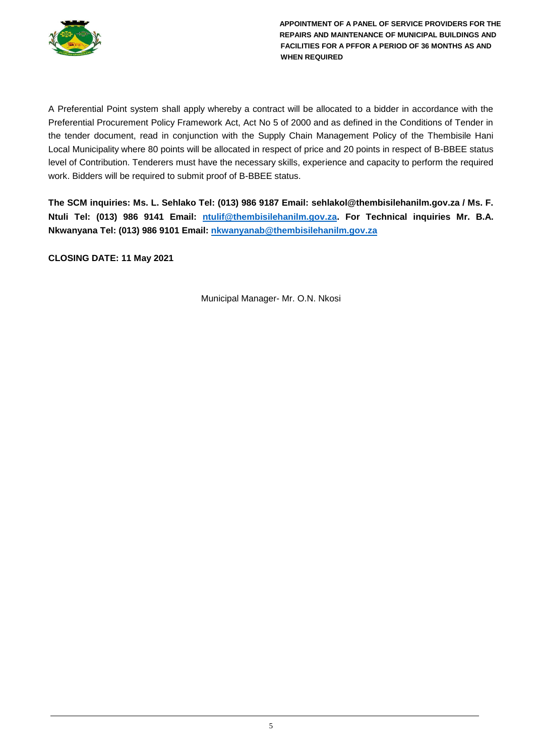A Preferential Point system shall apply whereby a contract will be allocated to a bidder in accordance with the Preferential Procurement Policy Framework Act, Act No 5 of 2000 and as defined in the Conditions of Tender in the tender document, read in conjunction with the Supply Chain Management Policy of the Thembisile Hani Local Municipality where 80 points will be allocated in respect of price and 20 points in respect of B-BBEE status level of Contribution. Tenderers must have the necessary skills, experience and capacity to perform the required work. Bidders will be required to submit proof of B-BBEE status.

**The SCM inquiries: Ms. L. Sehlako Tel: (013) 986 9187 Email: sehlakol@thembisilehanilm.gov.za / Ms. F. Ntuli Tel: (013) 986 9141 Email: ntulif@thembisilehanilm.gov.za. For Technical inquiries Mr. B.A. Nkwanyana Tel: (013) 986 9101 Email: nkwanyanab@thembisilehanilm.gov.za**

**CLOSING DATE: 11 May 2021**

Municipal Manager- Mr. O.N. Nkosi